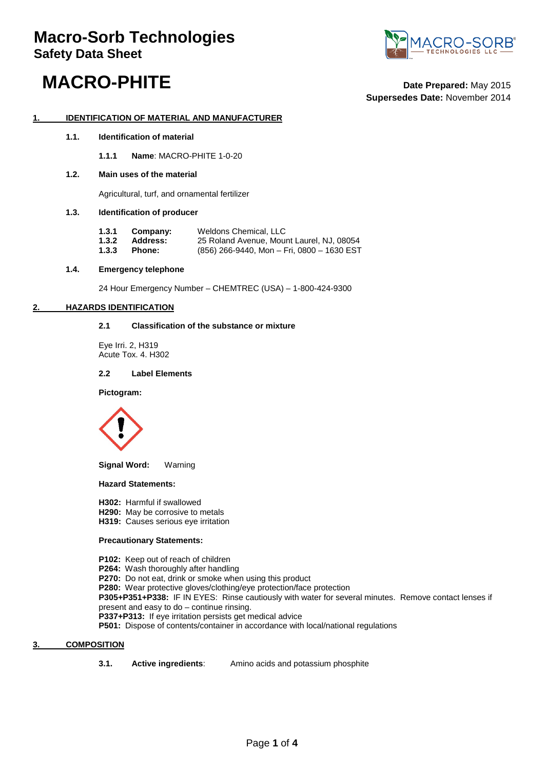# Macro-Sorb Technologies

## Safety Data Sheet

# MACRO-PHITE

**Date Prepared:** May 2015
**Supersedes Date:** November 2014

## 1. IDENTIFICATION OF MATERIAL AND MANUFACTURER

### 1.1. Identification of material

**1.1.1 Name**: MACRO-PHITE 1-0-20

### 1.2. Main uses of the material

Agricultural, turf, and ornamental fertilizer

### 1.3. Identification of producer

| | | |
|---|---|---|
| **1.3.1** | **Company:** | Weldons Chemical, LLC |
| **1.3.2** | **Address:** | 25 Roland Avenue, Mount Laurel, NJ, 08054 |
| **1.3.3** | **Phone:** | (856) 266-9440, Mon – Fri, 0800 – 1630 EST |

### 1.4. Emergency telephone

24 Hour Emergency Number – CHEMTREC (USA) – 1-800-424-9300

## 2. HAZARDS IDENTIFICATION

### 2.1 Classification of the substance or mixture

Eye Irri. 2, H319
Acute Tox. 4. H302

### 2.2 Label Elements

**Pictogram:**

**Signal Word:** Warning

**Hazard Statements:**

**H302:** Harmful if swallowed
**H290:** May be corrosive to metals
**H319:** Causes serious eye irritation

**Precautionary Statements:**

**P102:** Keep out of reach of children
**P264:** Wash thoroughly after handling
**P270:** Do not eat, drink or smoke when using this product
**P280:** Wear protective gloves/clothing/eye protection/face protection
**P305+P351+P338:** IF IN EYES: Rinse cautiously with water for several minutes. Remove contact lenses if present and easy to do – continue rinsing.
**P337+P313:** If eye irritation persists get medical advice
**P501:** Dispose of contents/container in accordance with local/national regulations

## 3. COMPOSITION

**3.1. Active ingredients**: Amino acids and potassium phosphite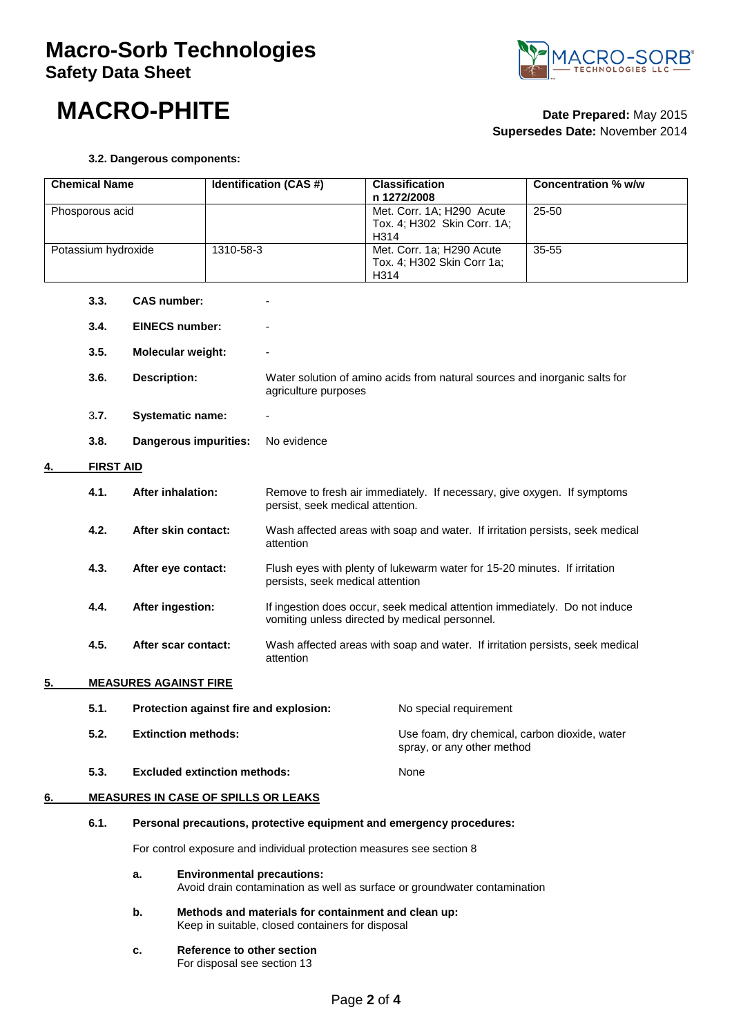# Macro-Sorb Technologies
## Safety Data Sheet

# MACRO-PHITE

**Date Prepared:** May 2015
**Supersedes Date:** November 2014

**3.2. Dangerous components:**

| Chemical Name | Identification (CAS #) | Classification n 1272/2008 | Concentration % w/w |
|---|---|---|---|
| Phosporous acid | | Met. Corr. 1A; H290 Acute Tox. 4; H302 Skin Corr. 1A; H314 | 25-50 |
| Potassium hydroxide | 1310-58-3 | Met. Corr. 1a; H290 Acute Tox. 4; H302 Skin Corr 1a; H314 | 35-55 |

**3.3. CAS number:** -

**3.4. EINECS number:** -

**3.5. Molecular weight:** -

**3.6. Description:** Water solution of amino acids from natural sources and inorganic salts for agriculture purposes

**3.7. Systematic name:** -

**3.8. Dangerous impurities:** No evidence

## 4. FIRST AID

**4.1. After inhalation:** Remove to fresh air immediately. If necessary, give oxygen. If symptoms persist, seek medical attention.

**4.2. After skin contact:** Wash affected areas with soap and water. If irritation persists, seek medical attention

**4.3. After eye contact:** Flush eyes with plenty of lukewarm water for 15-20 minutes. If irritation persists, seek medical attention

**4.4. After ingestion:** If ingestion does occur, seek medical attention immediately. Do not induce vomiting unless directed by medical personnel.

**4.5. After scar contact:** Wash affected areas with soap and water. If irritation persists, seek medical attention

## 5. MEASURES AGAINST FIRE

**5.1. Protection against fire and explosion:** No special requirement

**5.2. Extinction methods:** Use foam, dry chemical, carbon dioxide, water spray, or any other method

**5.3. Excluded extinction methods:** None

## 6. MEASURES IN CASE OF SPILLS OR LEAKS

**6.1. Personal precautions, protective equipment and emergency procedures:**

For control exposure and individual protection measures see section 8

a. **Environmental precautions:**
Avoid drain contamination as well as surface or groundwater contamination

b. **Methods and materials for containment and clean up:**
Keep in suitable, closed containers for disposal

c. **Reference to other section**
For disposal see section 13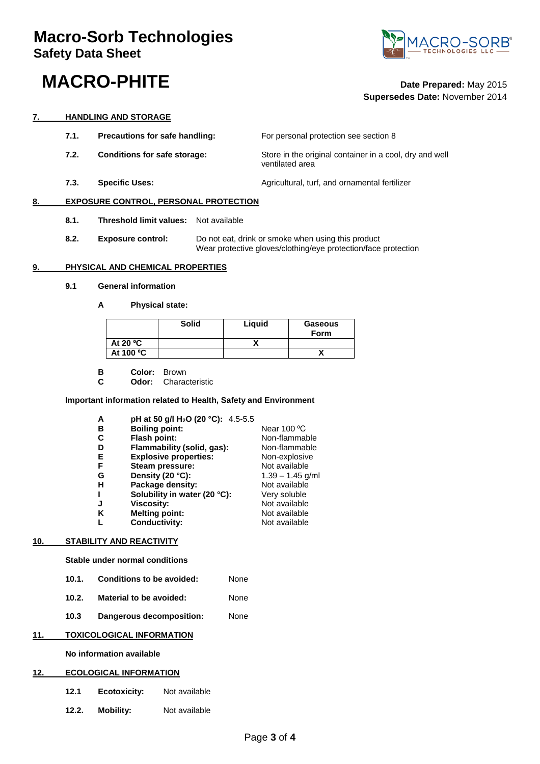# Macro-Sorb Technologies
## Safety Data Sheet

# MACRO-PHITE

**Date Prepared:** May 2015
**Supersedes Date:** November 2014

## 7. HANDLING AND STORAGE

**7.1. Precautions for safe handling:** For personal protection see section 8

**7.2. Conditions for safe storage:** Store in the original container in a cool, dry and well ventilated area

**7.3. Specific Uses:** Agricultural, turf, and ornamental fertilizer

## 8. EXPOSURE CONTROL, PERSONAL PROTECTION

**8.1. Threshold limit values:** Not available

**8.2. Exposure control:** Do not eat, drink or smoke when using this product
Wear protective gloves/clothing/eye protection/face protection

## 9. PHYSICAL AND CHEMICAL PROPERTIES

**9.1 General information**

**A Physical state:**

| | Solid | Liquid | Gaseous Form |
|---|---|---|---|
| At 20 ºC | | X | |
| At 100 ºC | | | X |

**B Color:** Brown
**C Odor:** Characteristic

**Important information related to Health, Safety and Environment**

- **A pH at 50 g/l $H_2O$ (20 °C):** 4.5-5.5
- **B Boiling point:** Near 100 ºC
- **C Flash point:** Non-flammable
- **D Flammability (solid, gas):** Non-flammable
- **E Explosive properties:** Non-explosive
- **F Steam pressure:** Not available
- **G Density (20 °C):** 1.39 – 1.45 g/ml
- **H Package density:** Not available
- **I Solubility in water (20 °C):** Very soluble
- **J Viscosity:** Not available
- **K Melting point:** Not available
- **L Conductivity:** Not available

## 10. STABILITY AND REACTIVITY

**Stable under normal conditions**

**10.1. Conditions to be avoided:** None

**10.2. Material to be avoided:** None

**10.3 Dangerous decomposition:** None

## 11. TOXICOLOGICAL INFORMATION

**No information available**

## 12. ECOLOGICAL INFORMATION

**12.1 Ecotoxicity:** Not available

**12.2. Mobility:** Not available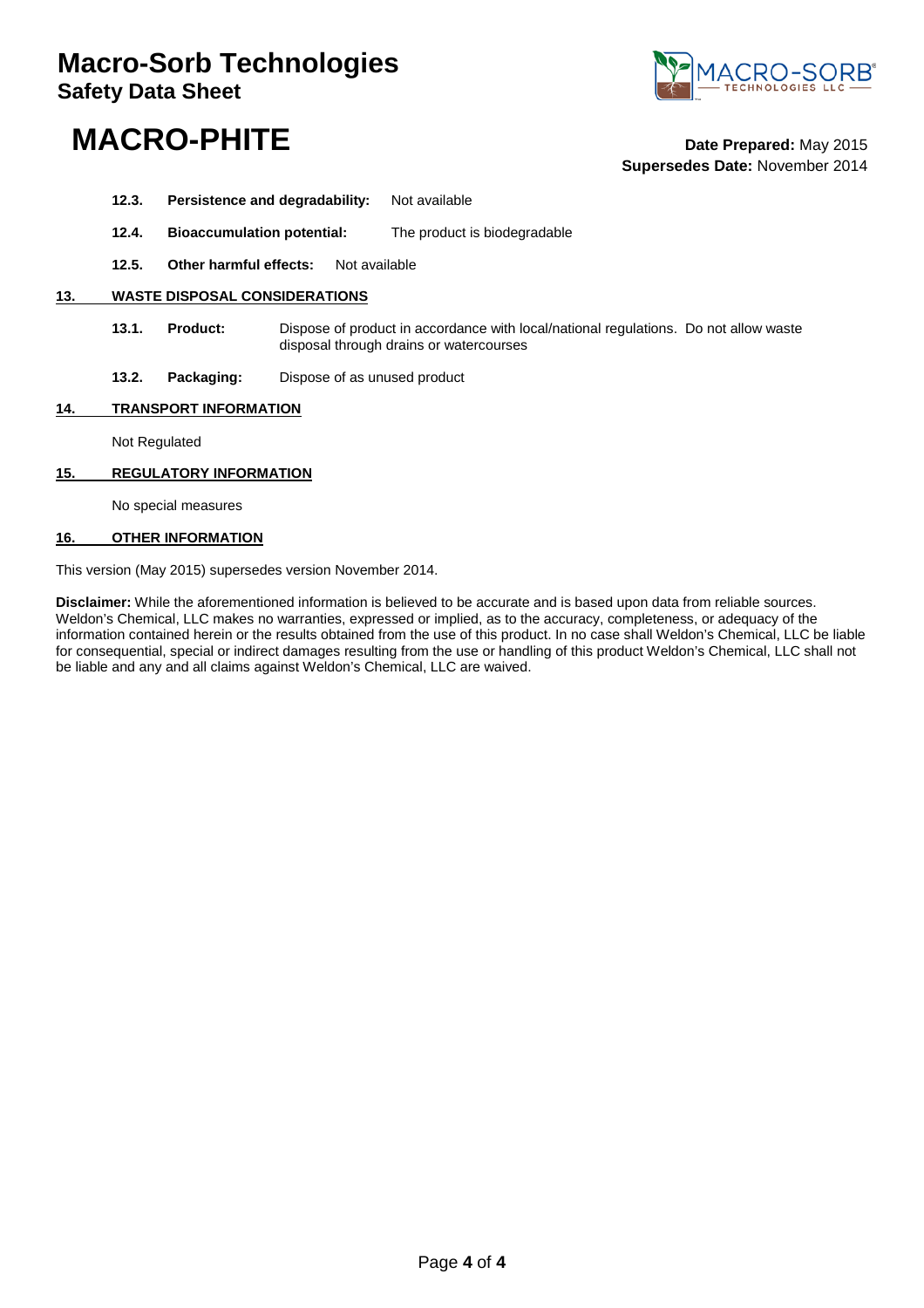**12.3. Persistence and degradability:** Not available

**12.4. Bioaccumulation potential:** The product is biodegradable

**12.5. Other harmful effects:** Not available

## 13. WASTE DISPOSAL CONSIDERATIONS

**13.1. Product:** Dispose of product in accordance with local/national regulations. Do not allow waste disposal through drains or watercourses

**13.2. Packaging:** Dispose of as unused product

## 14. TRANSPORT INFORMATION

Not Regulated

## 15. REGULATORY INFORMATION

No special measures

## 16. OTHER INFORMATION

This version (May 2015) supersedes version November 2014.

**Disclaimer:** While the aforementioned information is believed to be accurate and is based upon data from reliable sources. Weldon's Chemical, LLC makes no warranties, expressed or implied, as to the accuracy, completeness, or adequacy of the information contained herein or the results obtained from the use of this product. In no case shall Weldon's Chemical, LLC be liable for consequential, special or indirect damages resulting from the use or handling of this product Weldon's Chemical, LLC shall not be liable and any and all claims against Weldon's Chemical, LLC are waived.